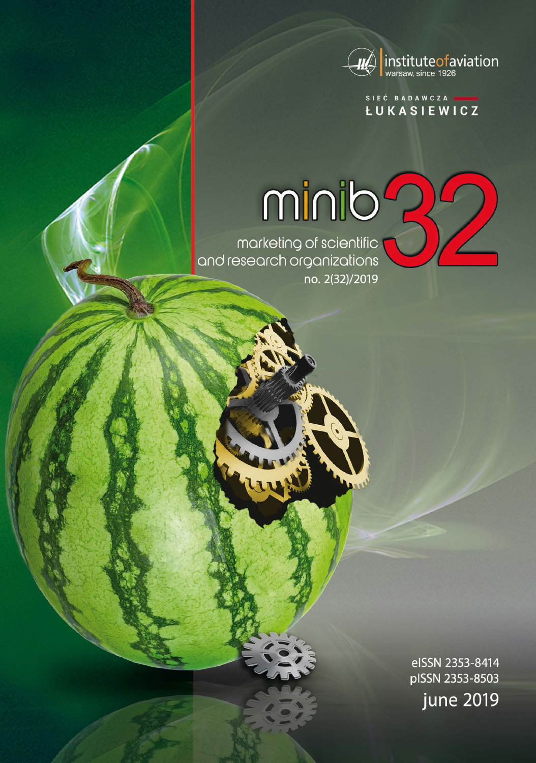institute of aviation
warsaw, since 1926

SIEĆ BADAWCZA
ŁUKASIEWICZ

# minib 32

marketing of scientific and research organizations

no. 2(32)/2019

eISSN 2353-8414
pISSN 2353-8503
june 2019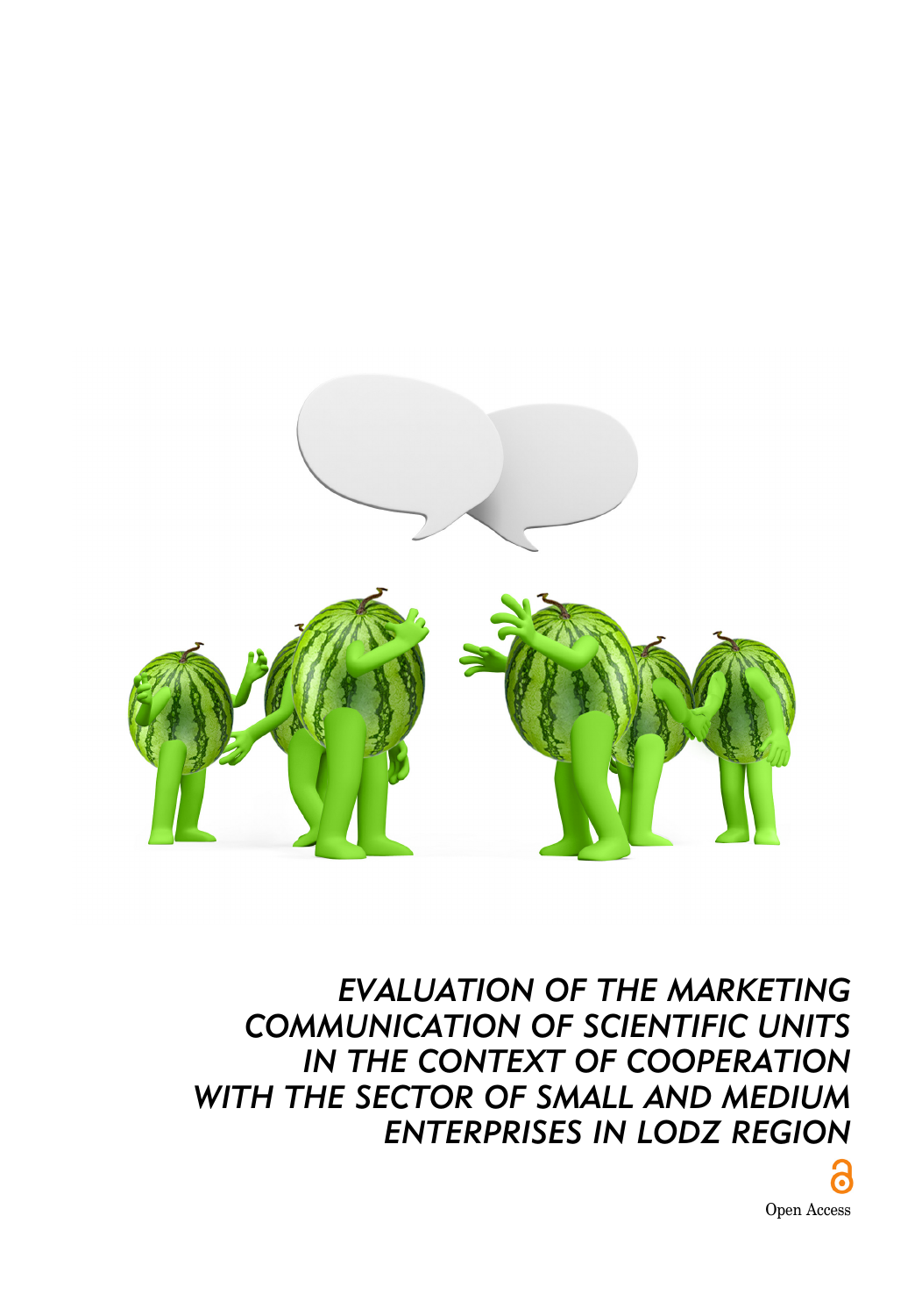# EVALUATION OF THE MARKETING COMMUNICATION OF SCIENTIFIC UNITS IN THE CONTEXT OF COOPERATION WITH THE SECTOR OF SMALL AND MEDIUM ENTERPRISES IN LODZ REGION

Open Access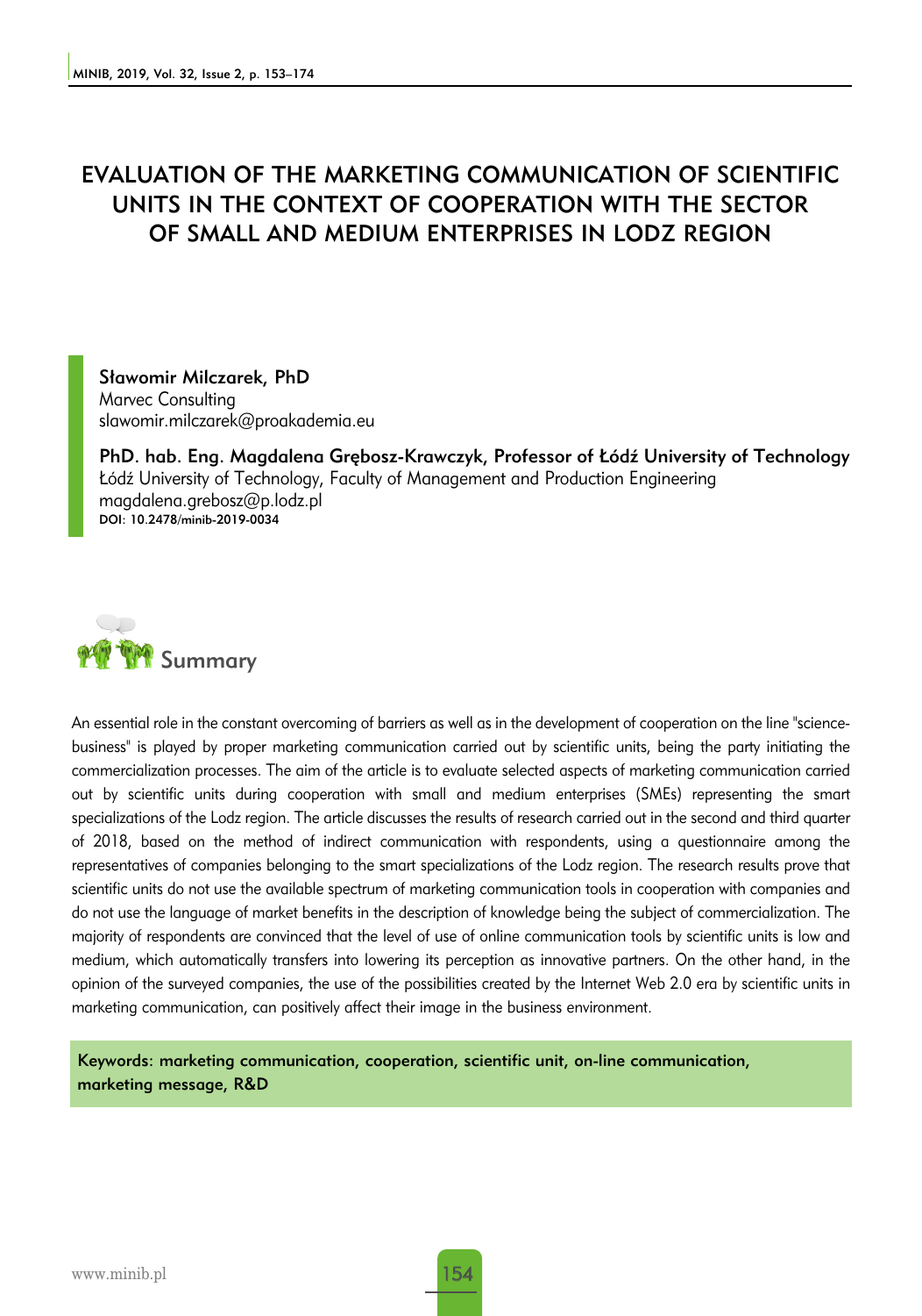# EVALUATION OF THE MARKETING COMMUNICATION OF SCIENTIFIC UNITS IN THE CONTEXT OF COOPERATION WITH THE SECTOR OF SMALL AND MEDIUM ENTERPRISES IN LODZ REGION

**Sławomir Milczarek, PhD**
Marvec Consulting
slawomir.milczarek@proakademia.eu

**PhD. hab. Eng. Magdalena Grębosz-Krawczyk, Professor of Łódź University of Technology**
Łódź University of Technology, Faculty of Management and Production Engineering
magdalena.grebosz@p.lodz.pl
DOI: 10.2478/minib-2019-0034

## Summary

An essential role in the constant overcoming of barriers as well as in the development of cooperation on the line "science-business" is played by proper marketing communication carried out by scientific units, being the party initiating the commercialization processes. The aim of the article is to evaluate selected aspects of marketing communication carried out by scientific units during cooperation with small and medium enterprises (SMEs) representing the smart specializations of the Lodz region. The article discusses the results of research carried out in the second and third quarter of 2018, based on the method of indirect communication with respondents, using a questionnaire among the representatives of companies belonging to the smart specializations of the Lodz region. The research results prove that scientific units do not use the available spectrum of marketing communication tools in cooperation with companies and do not use the language of market benefits in the description of knowledge being the subject of commercialization. The majority of respondents are convinced that the level of use of online communication tools by scientific units is low and medium, which automatically transfers into lowering its perception as innovative partners. On the other hand, in the opinion of the surveyed companies, the use of the possibilities created by the Internet Web 2.0 era by scientific units in marketing communication, can positively affect their image in the business environment.

**Keywords: marketing communication, cooperation, scientific unit, on-line communication, marketing message, R&D**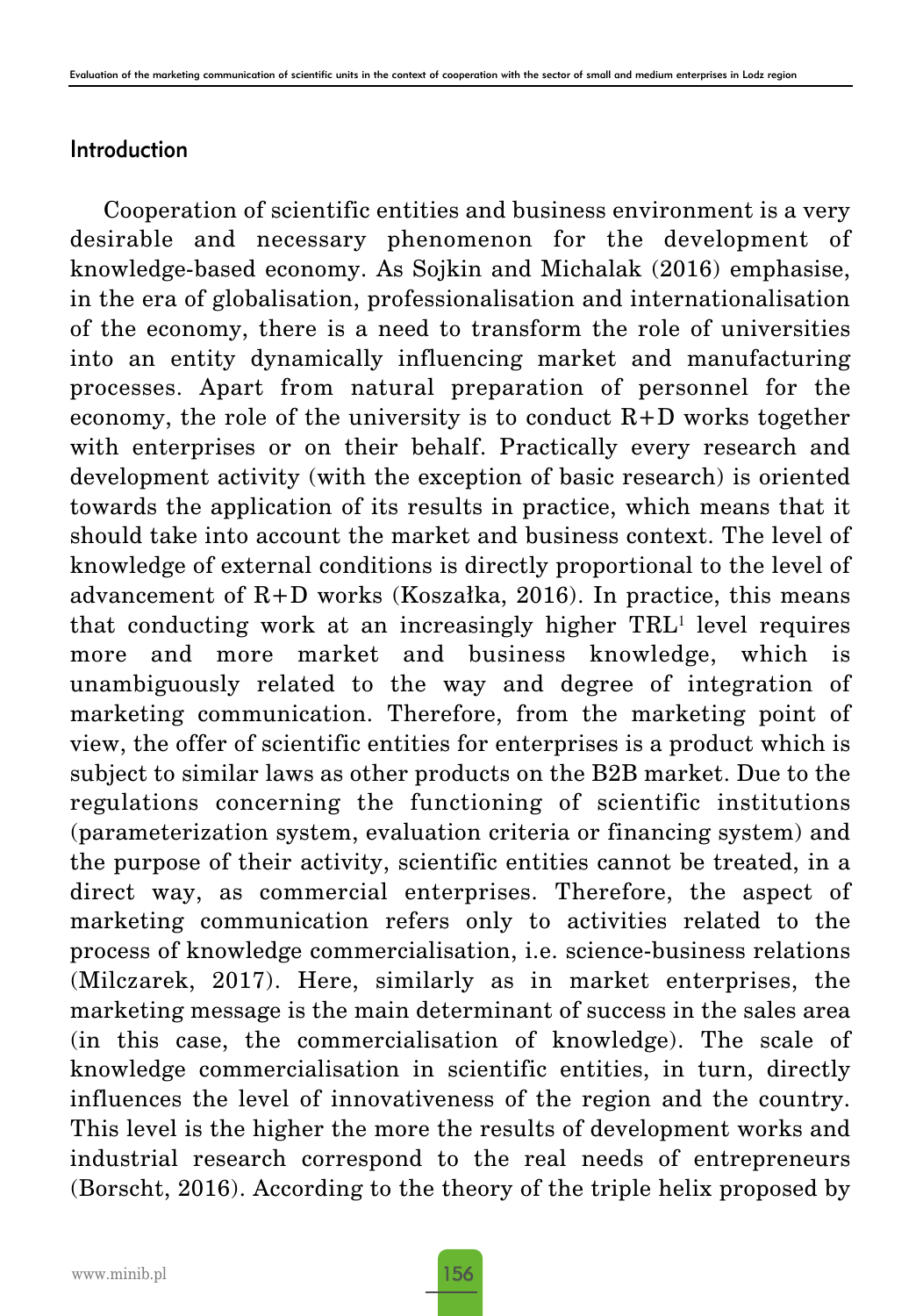## Introduction

Cooperation of scientific entities and business environment is a very desirable and necessary phenomenon for the development of knowledge-based economy. As Sojkin and Michalak (2016) emphasise, in the era of globalisation, professionalisation and internationalisation of the economy, there is a need to transform the role of universities into an entity dynamically influencing market and manufacturing processes. Apart from natural preparation of personnel for the economy, the role of the university is to conduct R+D works together with enterprises or on their behalf. Practically every research and development activity (with the exception of basic research) is oriented towards the application of its results in practice, which means that it should take into account the market and business context. The level of knowledge of external conditions is directly proportional to the level of advancement of R+D works (Koszałka, 2016). In practice, this means that conducting work at an increasingly higher TRL[1] level requires more and more market and business knowledge, which is unambiguously related to the way and degree of integration of marketing communication. Therefore, from the marketing point of view, the offer of scientific entities for enterprises is a product which is subject to similar laws as other products on the B2B market. Due to the regulations concerning the functioning of scientific institutions (parameterization system, evaluation criteria or financing system) and the purpose of their activity, scientific entities cannot be treated, in a direct way, as commercial enterprises. Therefore, the aspect of marketing communication refers only to activities related to the process of knowledge commercialisation, i.e. science-business relations (Milczarek, 2017). Here, similarly as in market enterprises, the marketing message is the main determinant of success in the sales area (in this case, the commercialisation of knowledge). The scale of knowledge commercialisation in scientific entities, in turn, directly influences the level of innovativeness of the region and the country. This level is the higher the more the results of development works and industrial research correspond to the real needs of entrepreneurs (Borscht, 2016). According to the theory of the triple helix proposed by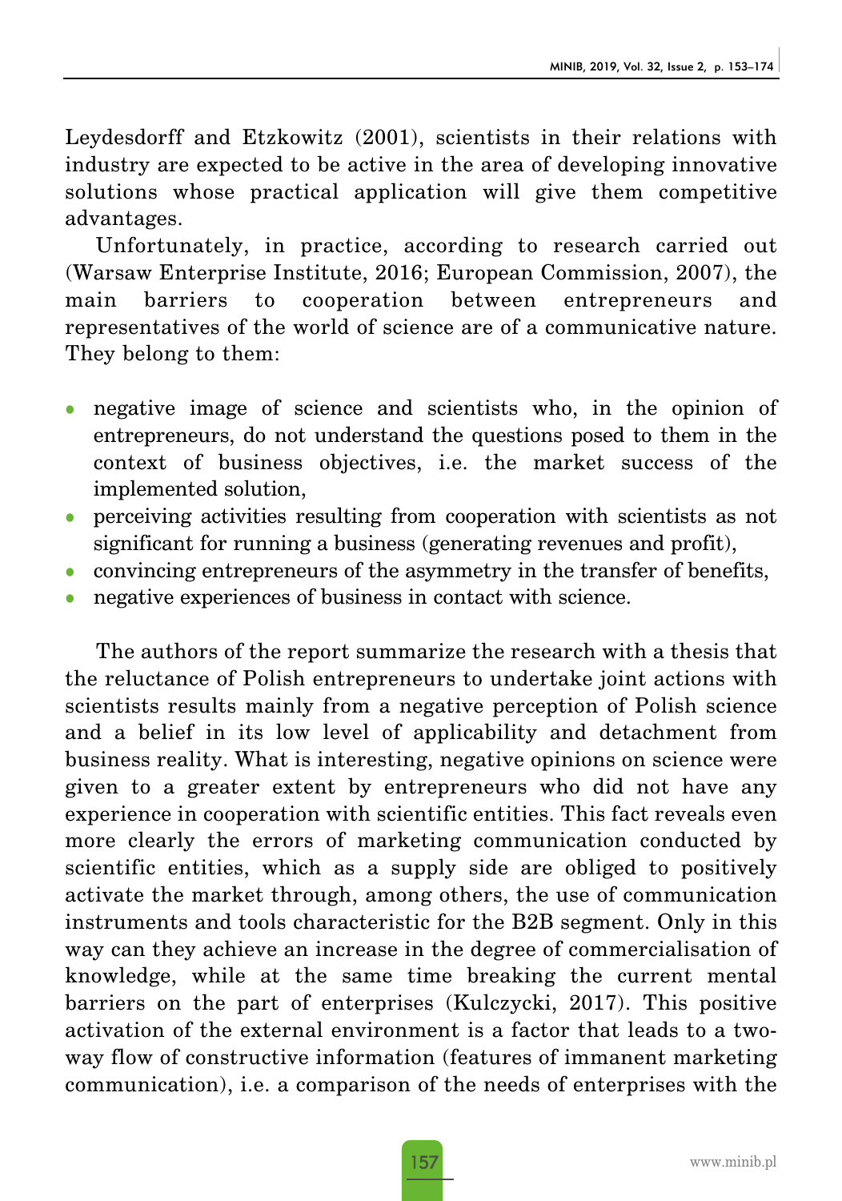Leydesdorff and Etzkowitz (2001), scientists in their relations with industry are expected to be active in the area of developing innovative solutions whose practical application will give them competitive advantages.

Unfortunately, in practice, according to research carried out (Warsaw Enterprise Institute, 2016; European Commission, 2007), the main barriers to cooperation between entrepreneurs and representatives of the world of science are of a communicative nature. They belong to them:

- negative image of science and scientists who, in the opinion of entrepreneurs, do not understand the questions posed to them in the context of business objectives, i.e. the market success of the implemented solution,
- perceiving activities resulting from cooperation with scientists as not significant for running a business (generating revenues and profit),
- convincing entrepreneurs of the asymmetry in the transfer of benefits,
- negative experiences of business in contact with science.

The authors of the report summarize the research with a thesis that the reluctance of Polish entrepreneurs to undertake joint actions with scientists results mainly from a negative perception of Polish science and a belief in its low level of applicability and detachment from business reality. What is interesting, negative opinions on science were given to a greater extent by entrepreneurs who did not have any experience in cooperation with scientific entities. This fact reveals even more clearly the errors of marketing communication conducted by scientific entities, which as a supply side are obliged to positively activate the market through, among others, the use of communication instruments and tools characteristic for the B2B segment. Only in this way can they achieve an increase in the degree of commercialisation of knowledge, while at the same time breaking the current mental barriers on the part of enterprises (Kulczycki, 2017). This positive activation of the external environment is a factor that leads to a two-way flow of constructive information (features of immanent marketing communication), i.e. a comparison of the needs of enterprises with the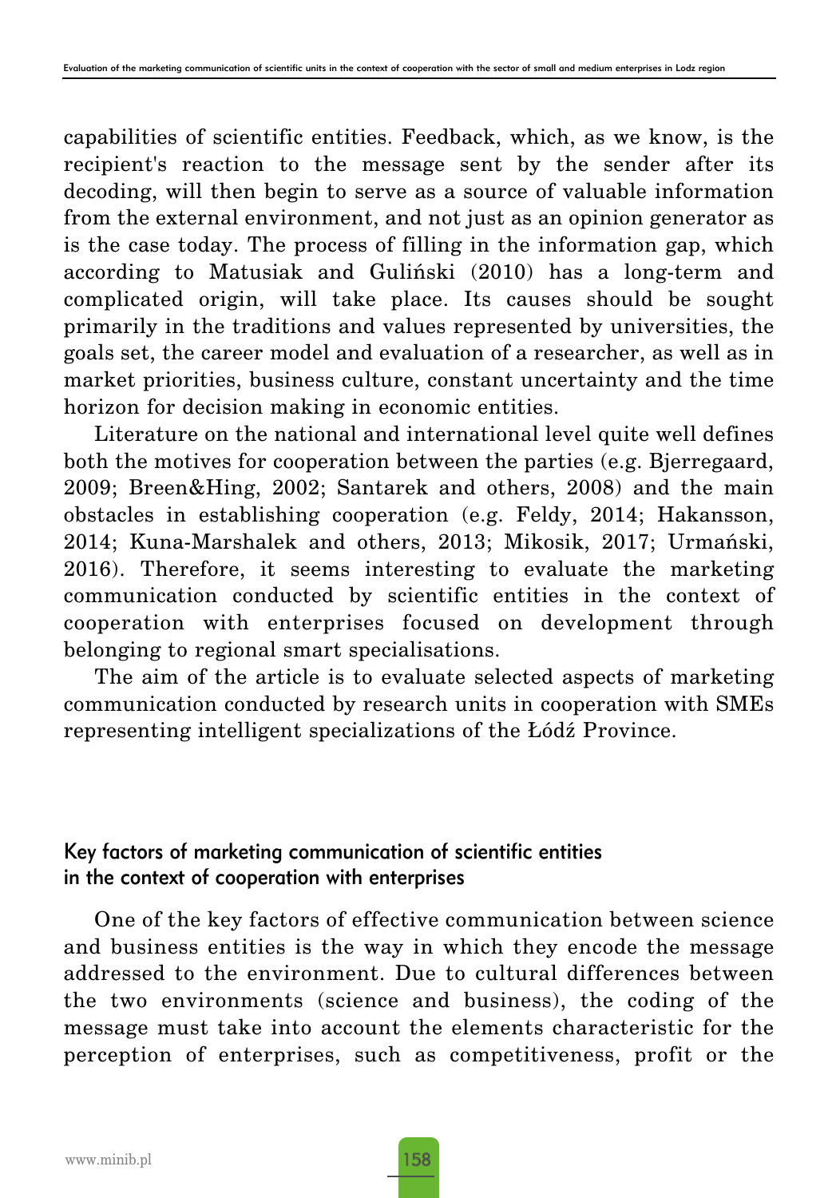capabilities of scientific entities. Feedback, which, as we know, is the recipient's reaction to the message sent by the sender after its decoding, will then begin to serve as a source of valuable information from the external environment, and not just as an opinion generator as is the case today. The process of filling in the information gap, which according to Matusiak and Guliński (2010) has a long-term and complicated origin, will take place. Its causes should be sought primarily in the traditions and values represented by universities, the goals set, the career model and evaluation of a researcher, as well as in market priorities, business culture, constant uncertainty and the time horizon for decision making in economic entities.

Literature on the national and international level quite well defines both the motives for cooperation between the parties (e.g. Bjerregaard, 2009; Breen&Hing, 2002; Santarek and others, 2008) and the main obstacles in establishing cooperation (e.g. Feldy, 2014; Hakansson, 2014; Kuna-Marshalek and others, 2013; Mikosik, 2017; Urmański, 2016). Therefore, it seems interesting to evaluate the marketing communication conducted by scientific entities in the context of cooperation with enterprises focused on development through belonging to regional smart specialisations.

The aim of the article is to evaluate selected aspects of marketing communication conducted by research units in cooperation with SMEs representing intelligent specializations of the Łódź Province.

## Key factors of marketing communication of scientific entities in the context of cooperation with enterprises

One of the key factors of effective communication between science and business entities is the way in which they encode the message addressed to the environment. Due to cultural differences between the two environments (science and business), the coding of the message must take into account the elements characteristic for the perception of enterprises, such as competitiveness, profit or the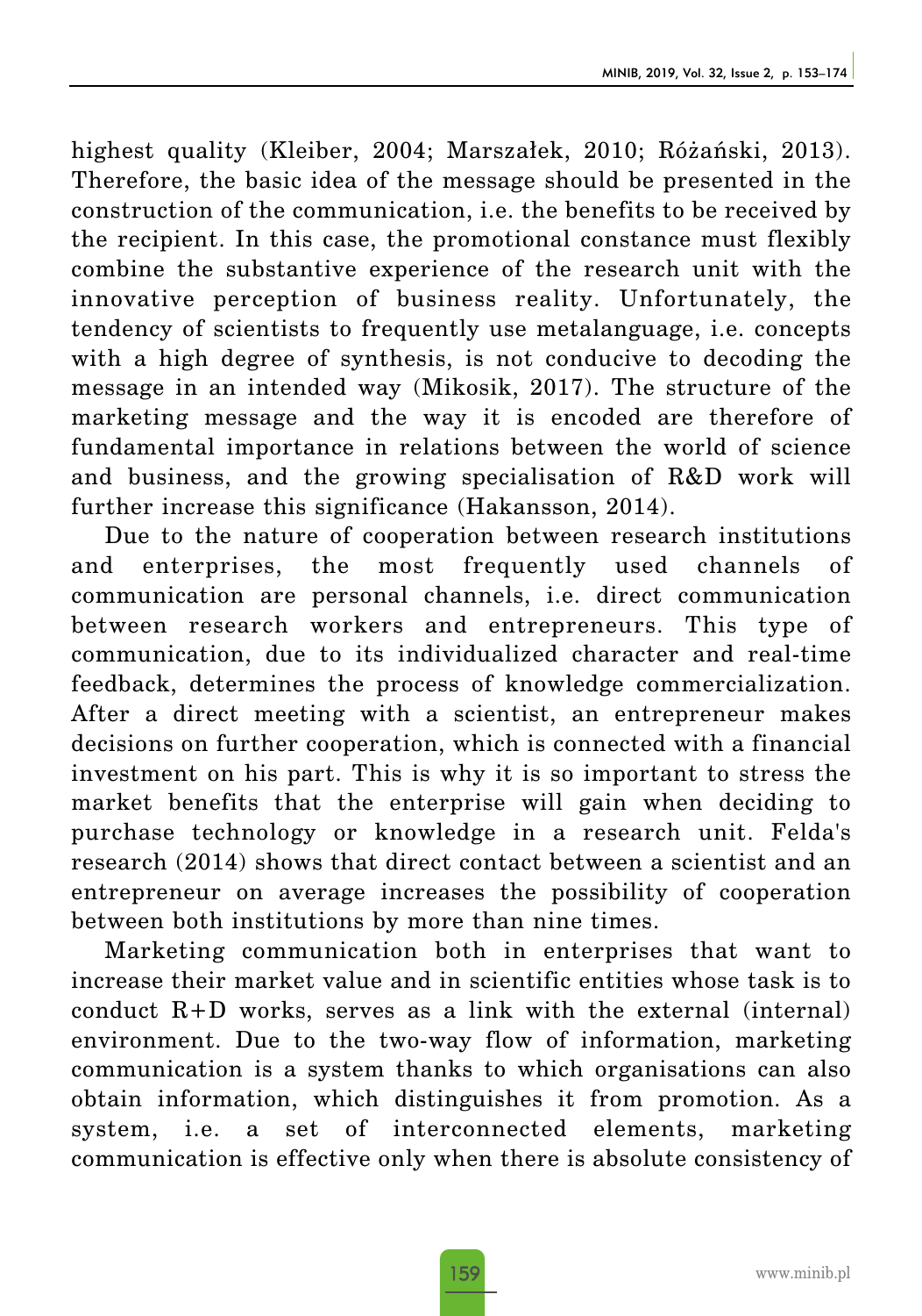highest quality (Kleiber, 2004; Marszałek, 2010; Różański, 2013). Therefore, the basic idea of the message should be presented in the construction of the communication, i.e. the benefits to be received by the recipient. In this case, the promotional constance must flexibly combine the substantive experience of the research unit with the innovative perception of business reality. Unfortunately, the tendency of scientists to frequently use metalanguage, i.e. concepts with a high degree of synthesis, is not conducive to decoding the message in an intended way (Mikosik, 2017). The structure of the marketing message and the way it is encoded are therefore of fundamental importance in relations between the world of science and business, and the growing specialisation of R&D work will further increase this significance (Hakansson, 2014).

Due to the nature of cooperation between research institutions and enterprises, the most frequently used channels of communication are personal channels, i.e. direct communication between research workers and entrepreneurs. This type of communication, due to its individualized character and real-time feedback, determines the process of knowledge commercialization. After a direct meeting with a scientist, an entrepreneur makes decisions on further cooperation, which is connected with a financial investment on his part. This is why it is so important to stress the market benefits that the enterprise will gain when deciding to purchase technology or knowledge in a research unit. Felda's research (2014) shows that direct contact between a scientist and an entrepreneur on average increases the possibility of cooperation between both institutions by more than nine times.

Marketing communication both in enterprises that want to increase their market value and in scientific entities whose task is to conduct R+D works, serves as a link with the external (internal) environment. Due to the two-way flow of information, marketing communication is a system thanks to which organisations can also obtain information, which distinguishes it from promotion. As a system, i.e. a set of interconnected elements, marketing communication is effective only when there is absolute consistency of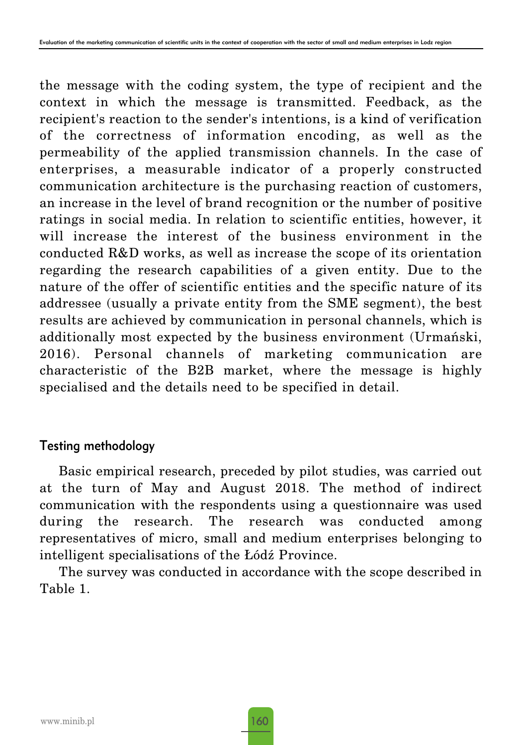the message with the coding system, the type of recipient and the context in which the message is transmitted. Feedback, as the recipient's reaction to the sender's intentions, is a kind of verification of the correctness of information encoding, as well as the permeability of the applied transmission channels. In the case of enterprises, a measurable indicator of a properly constructed communication architecture is the purchasing reaction of customers, an increase in the level of brand recognition or the number of positive ratings in social media. In relation to scientific entities, however, it will increase the interest of the business environment in the conducted R&D works, as well as increase the scope of its orientation regarding the research capabilities of a given entity. Due to the nature of the offer of scientific entities and the specific nature of its addressee (usually a private entity from the SME segment), the best results are achieved by communication in personal channels, which is additionally most expected by the business environment (Urmański, 2016). Personal channels of marketing communication are characteristic of the B2B market, where the message is highly specialised and the details need to be specified in detail.

## Testing methodology

Basic empirical research, preceded by pilot studies, was carried out at the turn of May and August 2018. The method of indirect communication with the respondents using a questionnaire was used during the research. The research was conducted among representatives of micro, small and medium enterprises belonging to intelligent specialisations of the Łódź Province.

The survey was conducted in accordance with the scope described in Table 1.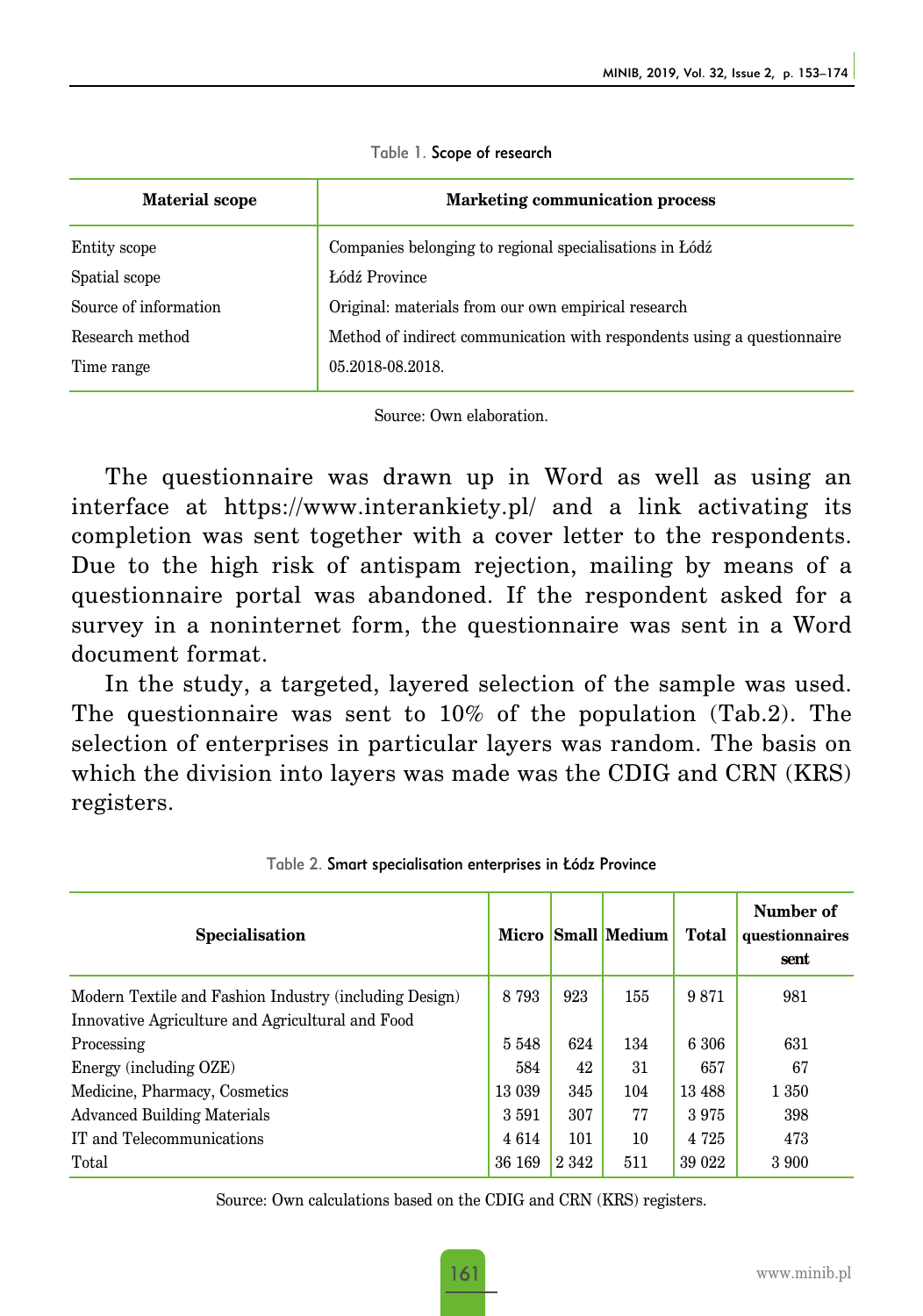Table 1. Scope of research

| Material scope | Marketing communication process |
|---|---|
| Entity scope | Companies belonging to regional specialisations in Łódź |
| Spatial scope | Łódź Province |
| Source of information | Original: materials from our own empirical research |
| Research method | Method of indirect communication with respondents using a questionnaire |
| Time range | 05.2018-08.2018. |

Source: Own elaboration.

The questionnaire was drawn up in Word as well as using an interface at https://www.interankiety.pl/ and a link activating its completion was sent together with a cover letter to the respondents. Due to the high risk of antispam rejection, mailing by means of a questionnaire portal was abandoned. If the respondent asked for a survey in a noninternet form, the questionnaire was sent in a Word document format.

In the study, a targeted, layered selection of the sample was used. The questionnaire was sent to 10% of the population (Tab.2). The selection of enterprises in particular layers was random. The basis on which the division into layers was made was the CDIG and CRN (KRS) registers.

Table 2. Smart specialisation enterprises in Łódz Province

| Specialisation | Micro | Small | Medium | Total | Number of questionnaires sent |
|---|---|---|---|---|---|
| Modern Textile and Fashion Industry (including Design) | 8 793 | 923 | 155 | 9 871 | 981 |
| Innovative Agriculture and Agricultural and Food Processing | 5 548 | 624 | 134 | 6 306 | 631 |
| Energy (including OZE) | 584 | 42 | 31 | 657 | 67 |
| Medicine, Pharmacy, Cosmetics | 13 039 | 345 | 104 | 13 488 | 1 350 |
| Advanced Building Materials | 3 591 | 307 | 77 | 3 975 | 398 |
| IT and Telecommunications | 4 614 | 101 | 10 | 4 725 | 473 |
| Total | 36 169 | 2 342 | 511 | 39 022 | 3 900 |

Source: Own calculations based on the CDIG and CRN (KRS) registers.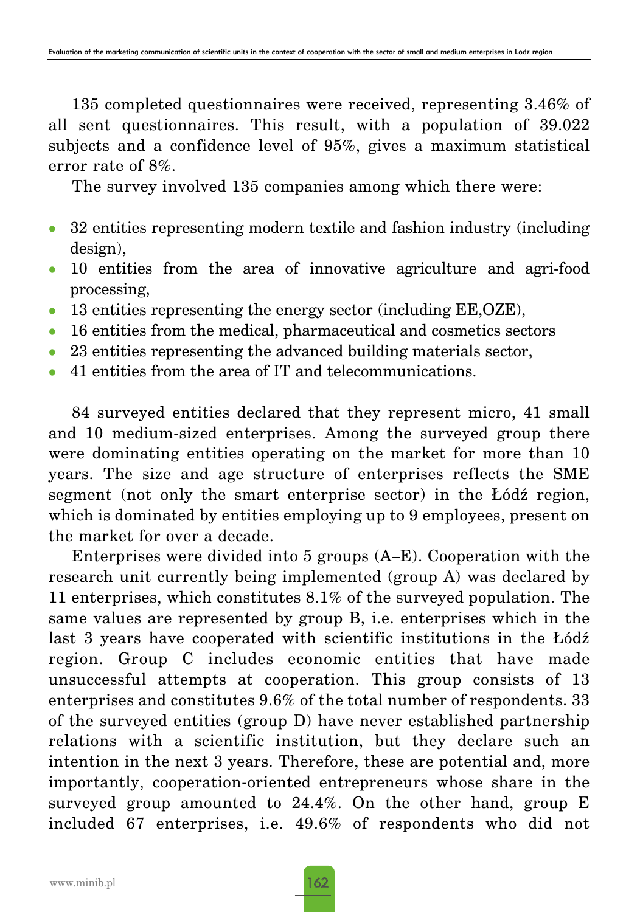135 completed questionnaires were received, representing 3.46% of all sent questionnaires. This result, with a population of 39.022 subjects and a confidence level of 95%, gives a maximum statistical error rate of 8%.

The survey involved 135 companies among which there were:

- 32 entities representing modern textile and fashion industry (including design),
- 10 entities from the area of innovative agriculture and agri-food processing,
- 13 entities representing the energy sector (including EE,OZE),
- 16 entities from the medical, pharmaceutical and cosmetics sectors
- 23 entities representing the advanced building materials sector,
- 41 entities from the area of IT and telecommunications.

84 surveyed entities declared that they represent micro, 41 small and 10 medium-sized enterprises. Among the surveyed group there were dominating entities operating on the market for more than 10 years. The size and age structure of enterprises reflects the SME segment (not only the smart enterprise sector) in the Łódź region, which is dominated by entities employing up to 9 employees, present on the market for over a decade.

Enterprises were divided into 5 groups (A–E). Cooperation with the research unit currently being implemented (group A) was declared by 11 enterprises, which constitutes 8.1% of the surveyed population. The same values are represented by group B, i.e. enterprises which in the last 3 years have cooperated with scientific institutions in the Łódź region. Group C includes economic entities that have made unsuccessful attempts at cooperation. This group consists of 13 enterprises and constitutes 9.6% of the total number of respondents. 33 of the surveyed entities (group D) have never established partnership relations with a scientific institution, but they declare such an intention in the next 3 years. Therefore, these are potential and, more importantly, cooperation-oriented entrepreneurs whose share in the surveyed group amounted to 24.4%. On the other hand, group E included 67 enterprises, i.e. 49.6% of respondents who did not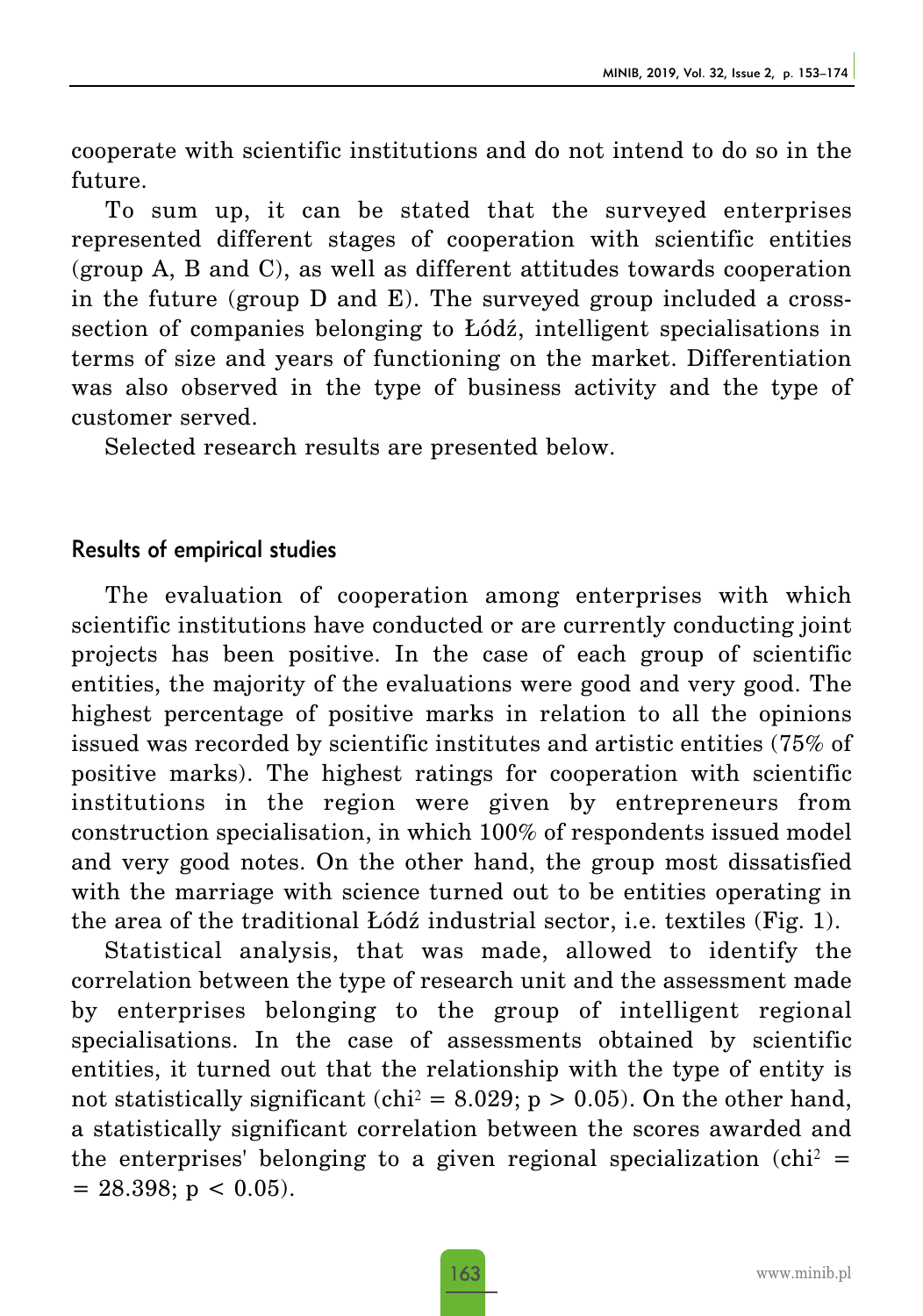cooperate with scientific institutions and do not intend to do so in the future.

To sum up, it can be stated that the surveyed enterprises represented different stages of cooperation with scientific entities (group A, B and C), as well as different attitudes towards cooperation in the future (group D and E). The surveyed group included a cross-section of companies belonging to Łódź, intelligent specialisations in terms of size and years of functioning on the market. Differentiation was also observed in the type of business activity and the type of customer served.

Selected research results are presented below.

## Results of empirical studies

The evaluation of cooperation among enterprises with which scientific institutions have conducted or are currently conducting joint projects has been positive. In the case of each group of scientific entities, the majority of the evaluations were good and very good. The highest percentage of positive marks in relation to all the opinions issued was recorded by scientific institutes and artistic entities (75% of positive marks). The highest ratings for cooperation with scientific institutions in the region were given by entrepreneurs from construction specialisation, in which 100% of respondents issued model and very good notes. On the other hand, the group most dissatisfied with the marriage with science turned out to be entities operating in the area of the traditional Łódź industrial sector, i.e. textiles (Fig. 1).

Statistical analysis, that was made, allowed to identify the correlation between the type of research unit and the assessment made by enterprises belonging to the group of intelligent regional specialisations. In the case of assessments obtained by scientific entities, it turned out that the relationship with the type of entity is not statistically significant ($chi^2 = 8.029$; $p > 0.05$). On the other hand, a statistically significant correlation between the scores awarded and the enterprises' belonging to a given regional specialization ($chi^2 = 28.398$; $p < 0.05$).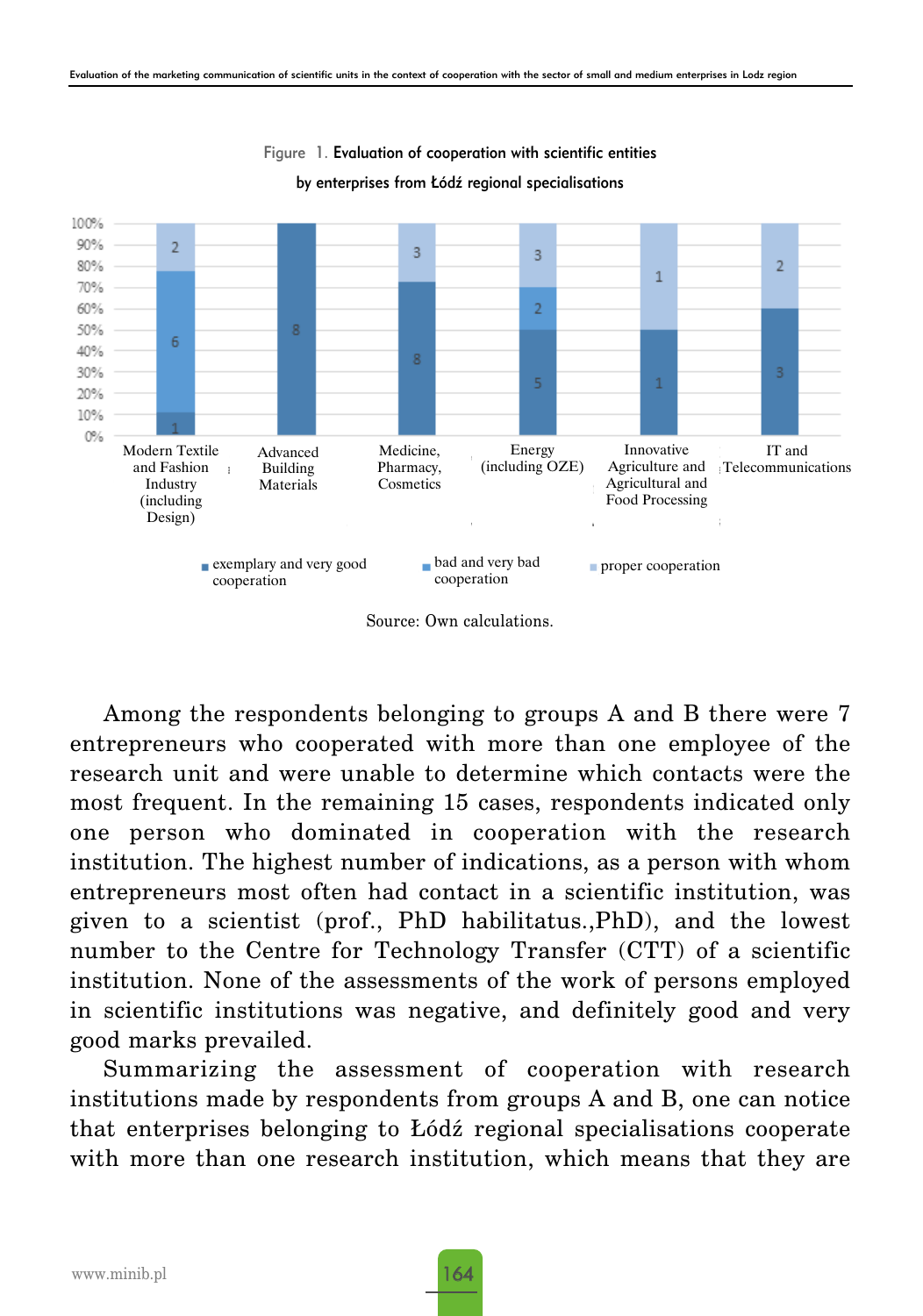Figure 1. Evaluation of cooperation with scientific entities by enterprises from Łódź regional specialisations

| Regional specialisation | exemplary and very good cooperation | bad and very bad cooperation | proper cooperation |
|---|---|---|---|
| Modern Textile and Fashion Industry (including Design) | 1 | 6 | 2 |
| Advanced Building Materials | 8 | | |
| Medicine, Pharmacy, Cosmetics | 8 | | 3 |
| Energy (including OZE) | 5 | 2 | 3 |
| Innovative Agriculture and Agricultural and Food Processing | 1 | | 1 |
| IT and Telecommunications | 3 | | 2 |

Source: Own calculations.

Among the respondents belonging to groups A and B there were 7 entrepreneurs who cooperated with more than one employee of the research unit and were unable to determine which contacts were the most frequent. In the remaining 15 cases, respondents indicated only one person who dominated in cooperation with the research institution. The highest number of indications, as a person with whom entrepreneurs most often had contact in a scientific institution, was given to a scientist (prof., PhD habilitatus.,PhD), and the lowest number to the Centre for Technology Transfer (CTT) of a scientific institution. None of the assessments of the work of persons employed in scientific institutions was negative, and definitely good and very good marks prevailed.

Summarizing the assessment of cooperation with research institutions made by respondents from groups A and B, one can notice that enterprises belonging to Łódź regional specialisations cooperate with more than one research institution, which means that they are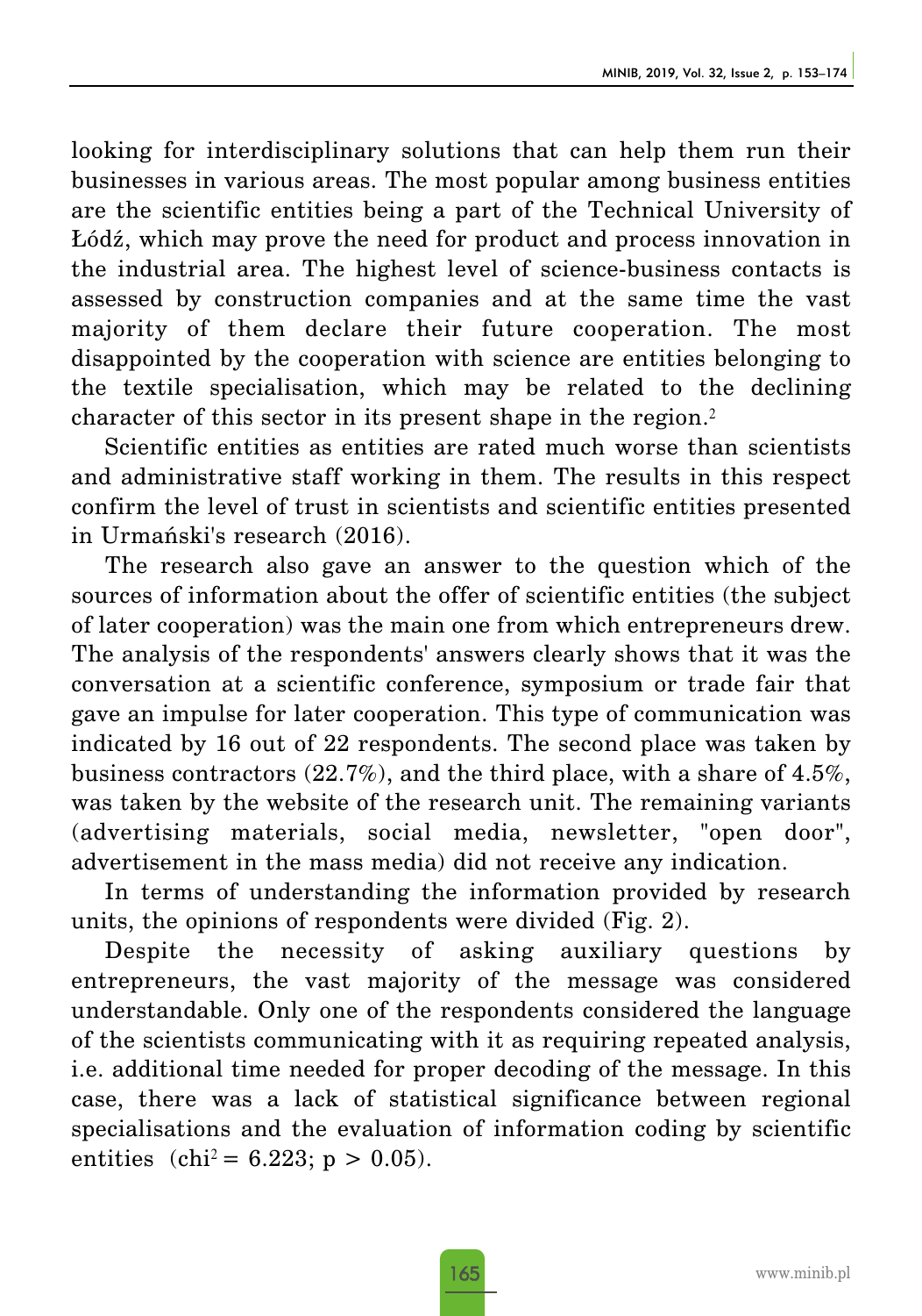looking for interdisciplinary solutions that can help them run their businesses in various areas. The most popular among business entities are the scientific entities being a part of the Technical University of Łódź, which may prove the need for product and process innovation in the industrial area. The highest level of science-business contacts is assessed by construction companies and at the same time the vast majority of them declare their future cooperation. The most disappointed by the cooperation with science are entities belonging to the textile specialisation, which may be related to the declining character of this sector in its present shape in the region.[2]

Scientific entities as entities are rated much worse than scientists and administrative staff working in them. The results in this respect confirm the level of trust in scientists and scientific entities presented in Urmański's research (2016).

The research also gave an answer to the question which of the sources of information about the offer of scientific entities (the subject of later cooperation) was the main one from which entrepreneurs drew. The analysis of the respondents' answers clearly shows that it was the conversation at a scientific conference, symposium or trade fair that gave an impulse for later cooperation. This type of communication was indicated by 16 out of 22 respondents. The second place was taken by business contractors (22.7%), and the third place, with a share of 4.5%, was taken by the website of the research unit. The remaining variants (advertising materials, social media, newsletter, "open door", advertisement in the mass media) did not receive any indication.

In terms of understanding the information provided by research units, the opinions of respondents were divided (Fig. 2).

Despite the necessity of asking auxiliary questions by entrepreneurs, the vast majority of the message was considered understandable. Only one of the respondents considered the language of the scientists communicating with it as requiring repeated analysis, i.e. additional time needed for proper decoding of the message. In this case, there was a lack of statistical significance between regional specialisations and the evaluation of information coding by scientific entities ($chi^2 = 6.223$; $p > 0.05$).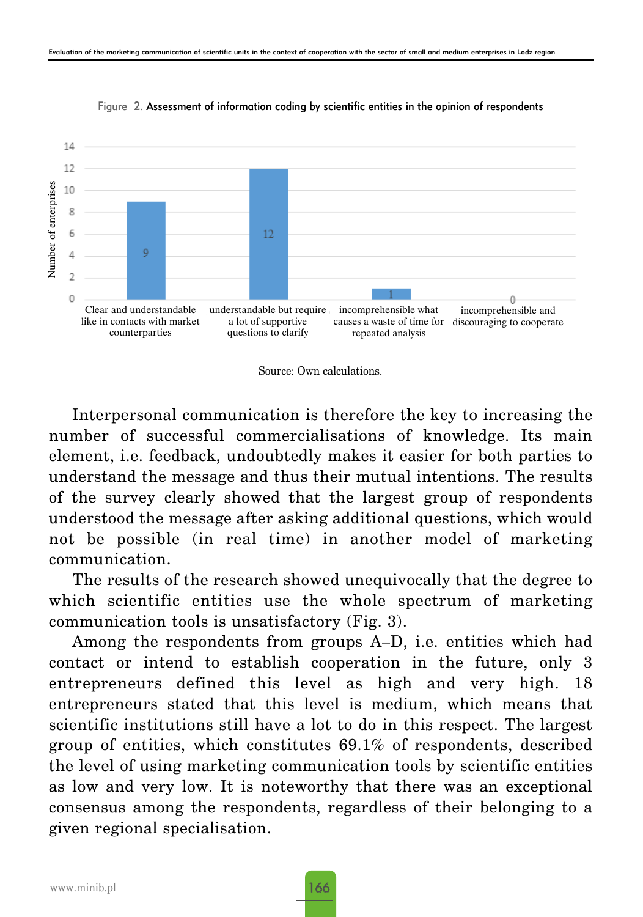Figure 2. Assessment of information coding by scientific entities in the opinion of respondents

| Category | Number of enterprises |
|---|---|
| Clear and understandable like in contacts with market counterparties | 9 |
| understandable but require a lot of supportive questions to clarify | 12 |
| incomprehensible what causes a waste of time for repeated analysis | 1 |
| incomprehensible and discouraging to cooperate | 0 |

Source: Own calculations.

Interpersonal communication is therefore the key to increasing the number of successful commercialisations of knowledge. Its main element, i.e. feedback, undoubtedly makes it easier for both parties to understand the message and thus their mutual intentions. The results of the survey clearly showed that the largest group of respondents understood the message after asking additional questions, which would not be possible (in real time) in another model of marketing communication.

The results of the research showed unequivocally that the degree to which scientific entities use the whole spectrum of marketing communication tools is unsatisfactory (Fig. 3).

Among the respondents from groups A–D, i.e. entities which had contact or intend to establish cooperation in the future, only 3 entrepreneurs defined this level as high and very high. 18 entrepreneurs stated that this level is medium, which means that scientific institutions still have a lot to do in this respect. The largest group of entities, which constitutes 69.1% of respondents, described the level of using marketing communication tools by scientific entities as low and very low. It is noteworthy that there was an exceptional consensus among the respondents, regardless of their belonging to a given regional specialisation.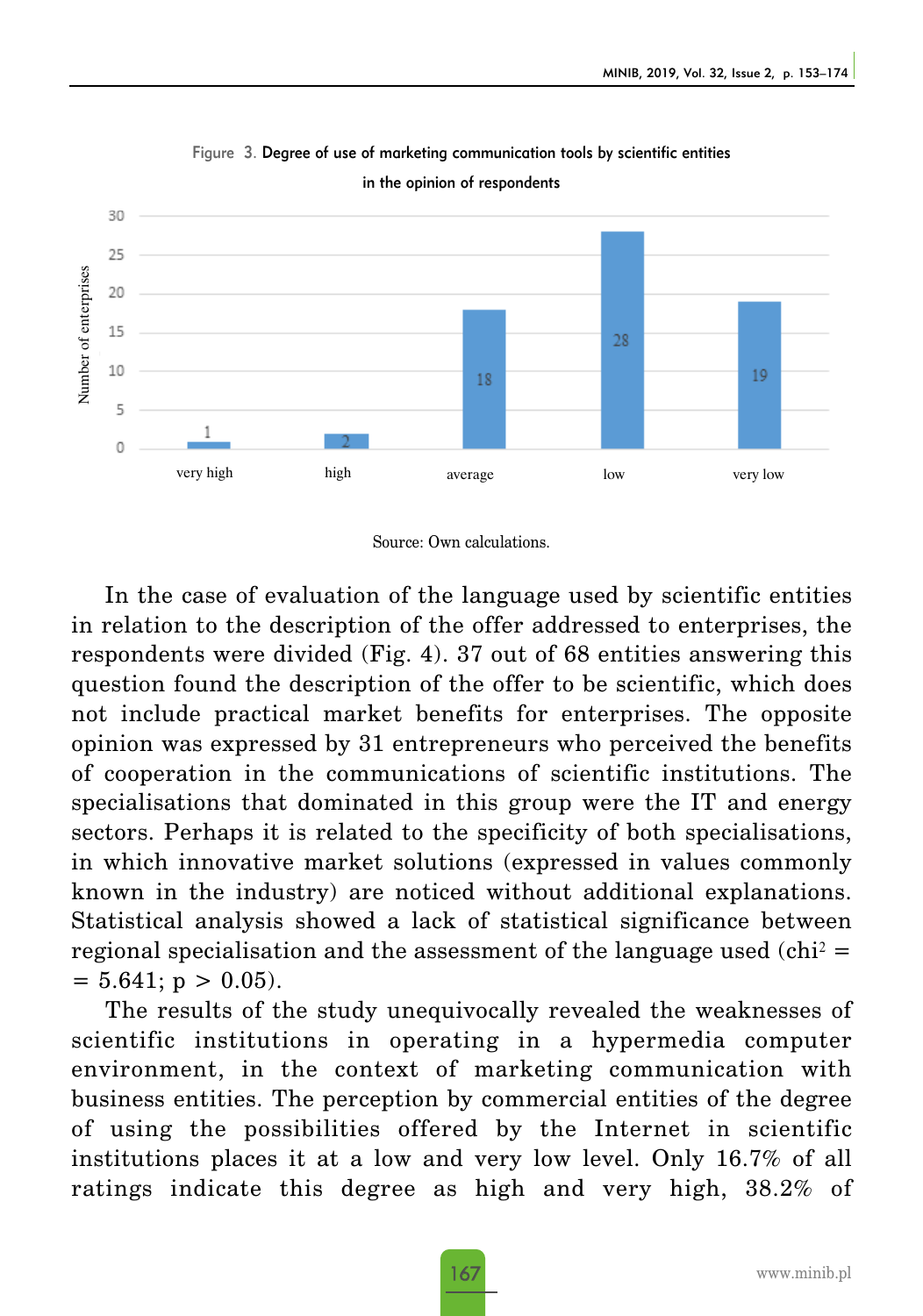Figure 3. Degree of use of marketing communication tools by scientific entities in the opinion of respondents

Source: Own calculations.

In the case of evaluation of the language used by scientific entities in relation to the description of the offer addressed to enterprises, the respondents were divided (Fig. 4). 37 out of 68 entities answering this question found the description of the offer to be scientific, which does not include practical market benefits for enterprises. The opposite opinion was expressed by 31 entrepreneurs who perceived the benefits of cooperation in the communications of scientific institutions. The specialisations that dominated in this group were the IT and energy sectors. Perhaps it is related to the specificity of both specialisations, in which innovative market solutions (expressed in values commonly known in the industry) are noticed without additional explanations. Statistical analysis showed a lack of statistical significance between regional specialisation and the assessment of the language used ($chi^2 = 5.641$; $p > 0.05$).

The results of the study unequivocally revealed the weaknesses of scientific institutions in operating in a hypermedia computer environment, in the context of marketing communication with business entities. The perception by commercial entities of the degree of using the possibilities offered by the Internet in scientific institutions places it at a low and very low level. Only 16.7% of all ratings indicate this degree as high and very high, 38.2% of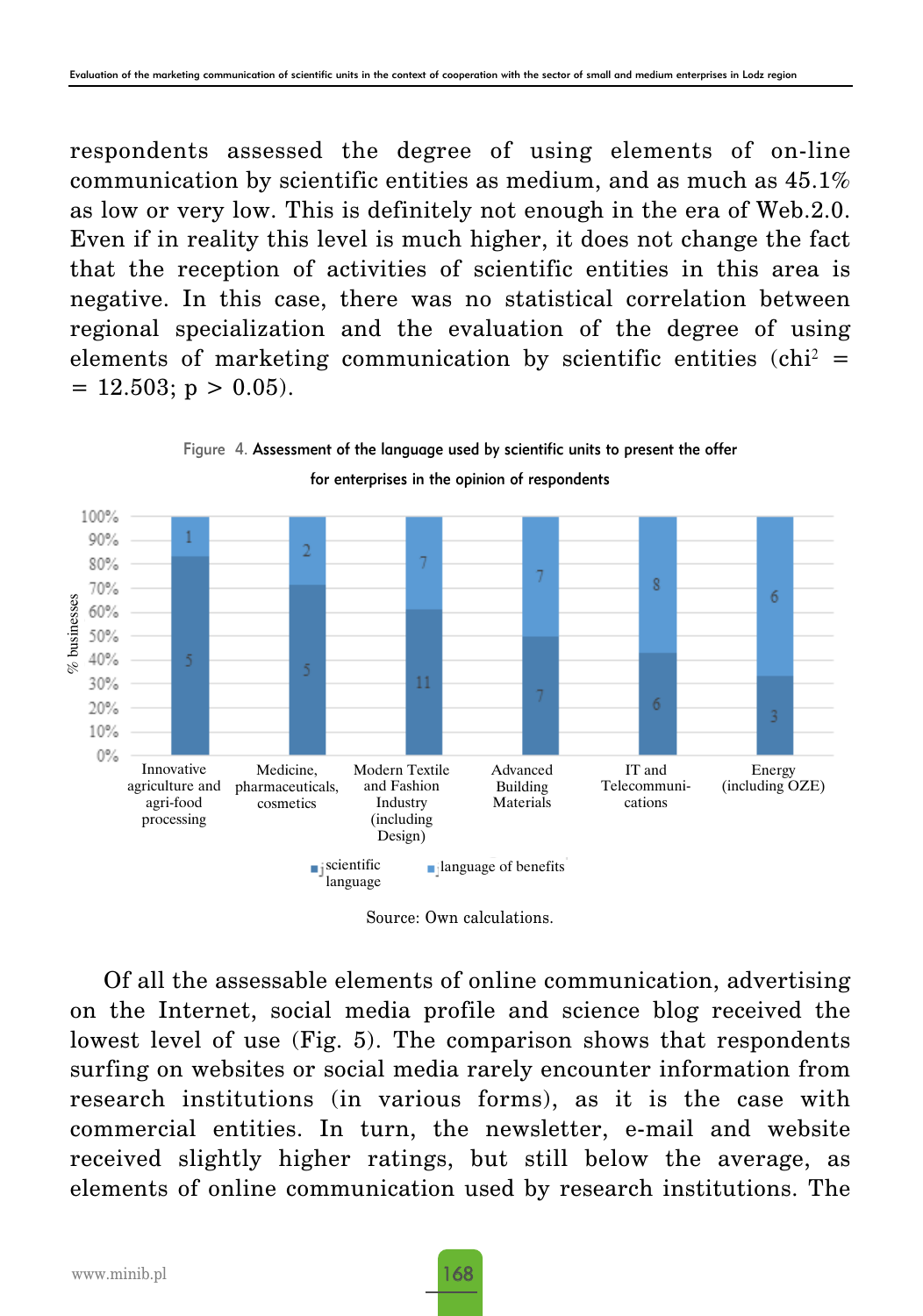respondents assessed the degree of using elements of on-line communication by scientific entities as medium, and as much as 45.1% as low or very low. This is definitely not enough in the era of Web.2.0. Even if in reality this level is much higher, it does not change the fact that the reception of activities of scientific entities in this area is negative. In this case, there was no statistical correlation between regional specialization and the evaluation of the degree of using elements of marketing communication by scientific entities ($chi^2 = 12.503$; $p > 0.05$).

Figure 4. Assessment of the language used by scientific units to present the offer for enterprises in the opinion of respondents

| Specialization | scientific language | language of benefits |
|---|---|---|
| Innovative agriculture and agri-food processing | 5 | 1 |
| Medicine, pharmaceuticals, cosmetics | 5 | 2 |
| Modern Textile and Fashion Industry (including Design) | 11 | 7 |
| Advanced Building Materials | 7 | 7 |
| IT and Telecommunications | 6 | 8 |
| Energy (including OZE) | 3 | 6 |

Source: Own calculations.

Of all the assessable elements of online communication, advertising on the Internet, social media profile and science blog received the lowest level of use (Fig. 5). The comparison shows that respondents surfing on websites or social media rarely encounter information from research institutions (in various forms), as it is the case with commercial entities. In turn, the newsletter, e-mail and website received slightly higher ratings, but still below the average, as elements of online communication used by research institutions. The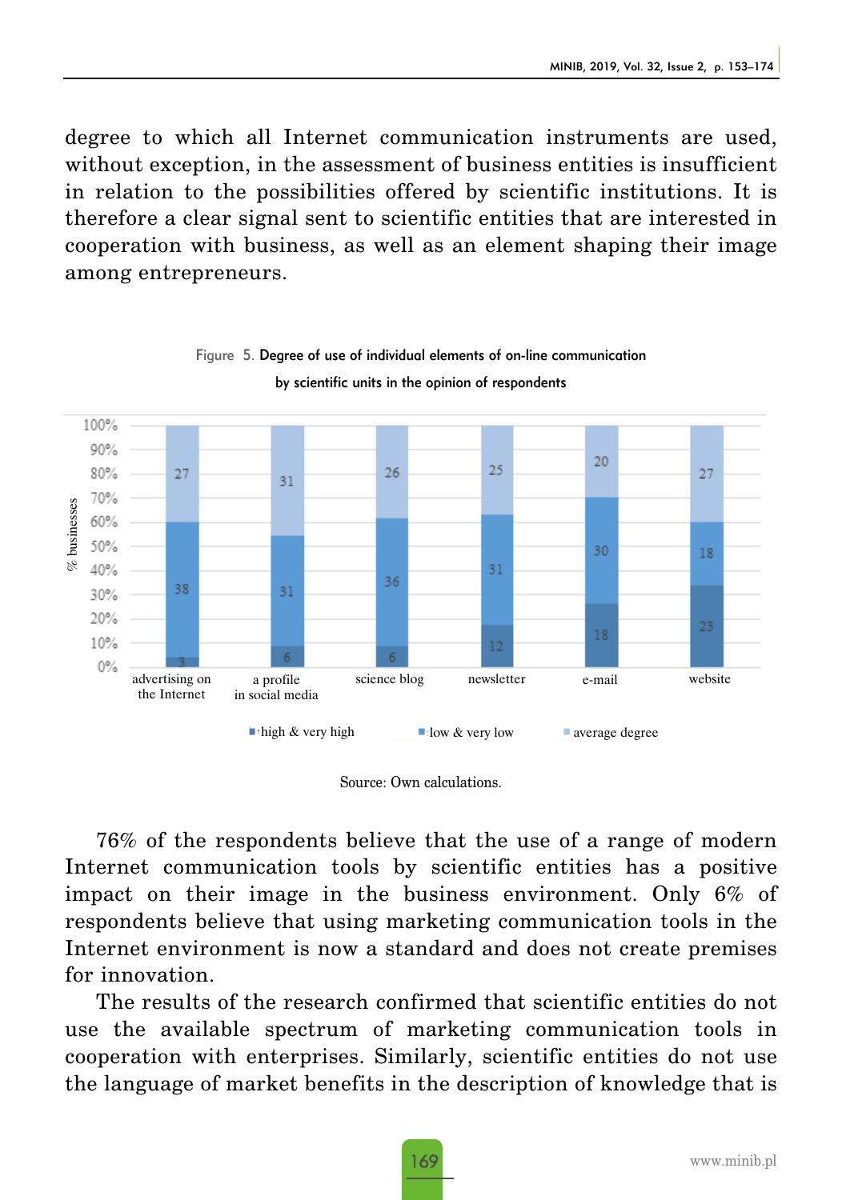degree to which all Internet communication instruments are used, without exception, in the assessment of business entities is insufficient in relation to the possibilities offered by scientific institutions. It is therefore a clear signal sent to scientific entities that are interested in cooperation with business, as well as an element shaping their image among entrepreneurs.

Figure 5. Degree of use of individual elements of on-line communication by scientific units in the opinion of respondents

| | advertising on the Internet | a profile in social media | science blog | newsletter | e-mail | website |
|---|---|---|---|---|---|---|
| high & very high | 3 | 6 | 6 | 12 | 18 | 23 |
| low & very low | 38 | 31 | 36 | 31 | 30 | 18 |
| average degree | 27 | 31 | 26 | 25 | 20 | 27 |

Source: Own calculations.

76% of the respondents believe that the use of a range of modern Internet communication tools by scientific entities has a positive impact on their image in the business environment. Only 6% of respondents believe that using marketing communication tools in the Internet environment is now a standard and does not create premises for innovation.

The results of the research confirmed that scientific entities do not use the available spectrum of marketing communication tools in cooperation with enterprises. Similarly, scientific entities do not use the language of market benefits in the description of knowledge that is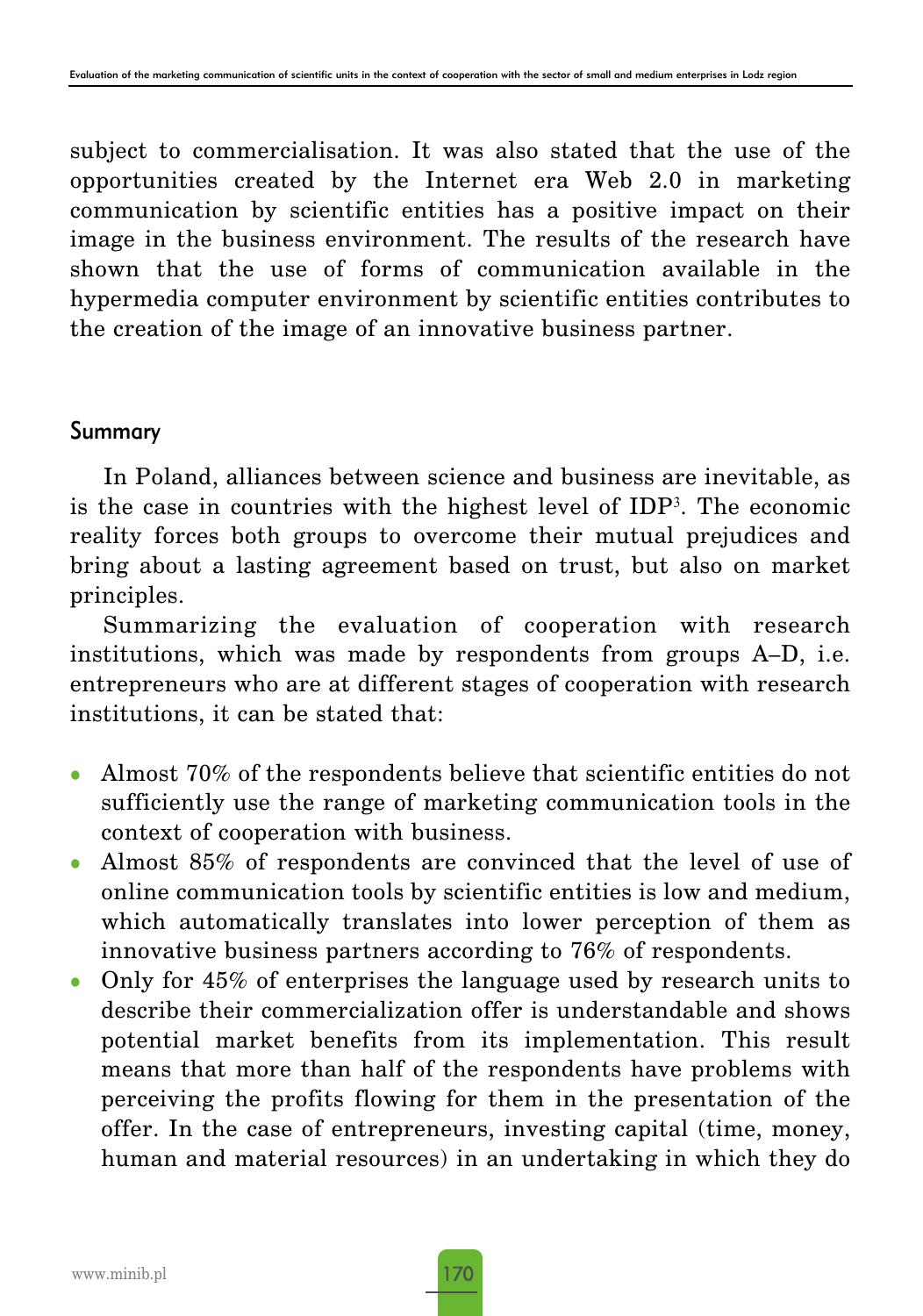subject to commercialisation. It was also stated that the use of the opportunities created by the Internet era Web 2.0 in marketing communication by scientific entities has a positive impact on their image in the business environment. The results of the research have shown that the use of forms of communication available in the hypermedia computer environment by scientific entities contributes to the creation of the image of an innovative business partner.

## Summary

In Poland, alliances between science and business are inevitable, as is the case in countries with the highest level of IDP[3]. The economic reality forces both groups to overcome their mutual prejudices and bring about a lasting agreement based on trust, but also on market principles.

Summarizing the evaluation of cooperation with research institutions, which was made by respondents from groups A–D, i.e. entrepreneurs who are at different stages of cooperation with research institutions, it can be stated that:

- Almost 70% of the respondents believe that scientific entities do not sufficiently use the range of marketing communication tools in the context of cooperation with business.
- Almost 85% of respondents are convinced that the level of use of online communication tools by scientific entities is low and medium, which automatically translates into lower perception of them as innovative business partners according to 76% of respondents.
- Only for 45% of enterprises the language used by research units to describe their commercialization offer is understandable and shows potential market benefits from its implementation. This result means that more than half of the respondents have problems with perceiving the profits flowing for them in the presentation of the offer. In the case of entrepreneurs, investing capital (time, money, human and material resources) in an undertaking in which they do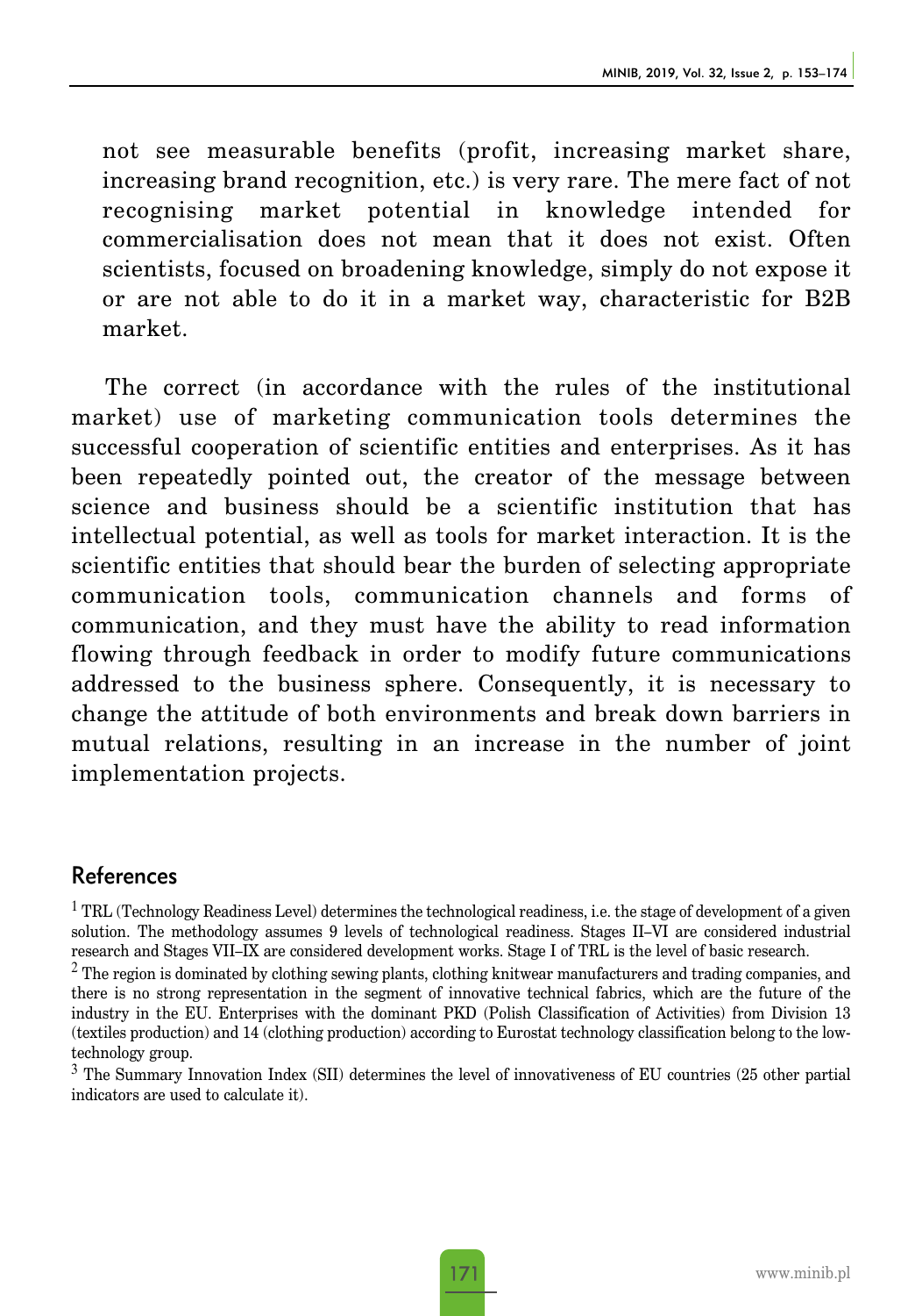not see measurable benefits (profit, increasing market share, increasing brand recognition, etc.) is very rare. The mere fact of not recognising market potential in knowledge intended for commercialisation does not mean that it does not exist. Often scientists, focused on broadening knowledge, simply do not expose it or are not able to do it in a market way, characteristic for B2B market.

The correct (in accordance with the rules of the institutional market) use of marketing communication tools determines the successful cooperation of scientific entities and enterprises. As it has been repeatedly pointed out, the creator of the message between science and business should be a scientific institution that has intellectual potential, as well as tools for market interaction. It is the scientific entities that should bear the burden of selecting appropriate communication tools, communication channels and forms of communication, and they must have the ability to read information flowing through feedback in order to modify future communications addressed to the business sphere. Consequently, it is necessary to change the attitude of both environments and break down barriers in mutual relations, resulting in an increase in the number of joint implementation projects.

## References

[1] TRL (Technology Readiness Level) determines the technological readiness, i.e. the stage of development of a given solution. The methodology assumes 9 levels of technological readiness. Stages II–VI are considered industrial research and Stages VII–IX are considered development works. Stage I of TRL is the level of basic research.

[2] The region is dominated by clothing sewing plants, clothing knitwear manufacturers and trading companies, and there is no strong representation in the segment of innovative technical fabrics, which are the future of the industry in the EU. Enterprises with the dominant PKD (Polish Classification of Activities) from Division 13 (textiles production) and 14 (clothing production) according to Eurostat technology classification belong to the low-technology group.

[3] The Summary Innovation Index (SII) determines the level of innovativeness of EU countries (25 other partial indicators are used to calculate it).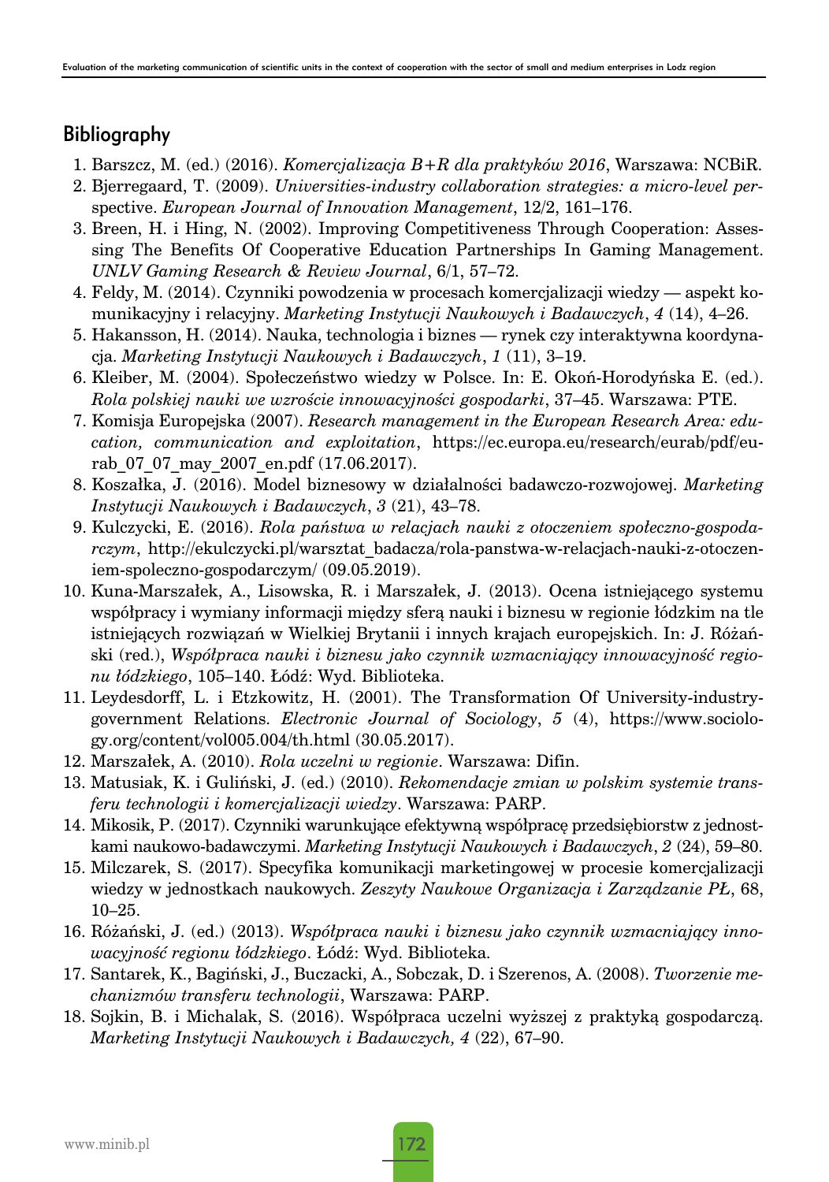## Bibliography

1. Barszcz, M. (ed.) (2016). *Komercjalizacja B+R dla praktyków 2016*, Warszawa: NCBiR.
2. Bjerregaard, T. (2009). *Universities-industry collaboration strategies: a micro-level perspective. European Journal of Innovation Management*, 12/2, 161–176.
3. Breen, H. i Hing, N. (2002). Improving Competitiveness Through Cooperation: Assessing The Benefits Of Cooperative Education Partnerships In Gaming Management. *UNLV Gaming Research & Review Journal*, 6/1, 57–72.
4. Feldy, M. (2014). Czynniki powodzenia w procesach komercjalizacji wiedzy — aspekt komunikacyjny i relacyjny. *Marketing Instytucji Naukowych i Badawczych*, *4* (14), 4–26.
5. Hakansson, H. (2014). Nauka, technologia i biznes — rynek czy interaktywna koordynacja. *Marketing Instytucji Naukowych i Badawczych*, *1* (11), 3–19.
6. Kleiber, M. (2004). Społeczeństwo wiedzy w Polsce. In: E. Okoń-Horodyńska E. (ed.). *Rola polskiej nauki we wzroście innowacyjności gospodarki*, 37–45. Warszawa: PTE.
7. Komisja Europejska (2007). *Research management in the European Research Area: education, communication and exploitation*, https://ec.europa.eu/research/eurab/pdf/eurab_07_07_may_2007_en.pdf (17.06.2017).
8. Koszałka, J. (2016). Model biznesowy w działalności badawczo-rozwojowej. *Marketing Instytucji Naukowych i Badawczych*, *3* (21), 43–78.
9. Kulczycki, E. (2016). *Rola państwa w relacjach nauki z otoczeniem społeczno-gospodarczym*, http://ekulczycki.pl/warsztat_badacza/rola-panstwa-w-relacjach-nauki-z-otoczeniem-spoleczno-gospodarczym/ (09.05.2019).
10. Kuna-Marszałek, A., Lisowska, R. i Marszałek, J. (2013). Ocena istniejącego systemu współpracy i wymiany informacji między sferą nauki i biznesu w regionie łódzkim na tle istniejących rozwiązań w Wielkiej Brytanii i innych krajach europejskich. In: J. Różański (red.), *Współpraca nauki i biznesu jako czynnik wzmacniający innowacyjność regionu łódzkiego*, 105–140. Łódź: Wyd. Biblioteka.
11. Leydesdorff, L. i Etzkowitz, H. (2001). The Transformation Of University-industry-government Relations. *Electronic Journal of Sociology*, *5* (4), https://www.sociology.org/content/vol005.004/th.html (30.05.2017).
12. Marszałek, A. (2010). *Rola uczelni w regionie*. Warszawa: Difin.
13. Matusiak, K. i Guliński, J. (ed.) (2010). *Rekomendacje zmian w polskim systemie transferu technologii i komercjalizacji wiedzy*. Warszawa: PARP.
14. Mikosik, P. (2017). Czynniki warunkujące efektywną współpracę przedsiębiorstw z jednostkami naukowo-badawczymi. *Marketing Instytucji Naukowych i Badawczych*, *2* (24), 59–80.
15. Milczarek, S. (2017). Specyfika komunikacji marketingowej w procesie komercjalizacji wiedzy w jednostkach naukowych. *Zeszyty Naukowe Organizacja i Zarządzanie PŁ*, 68, 10–25.
16. Różański, J. (ed.) (2013). *Współpraca nauki i biznesu jako czynnik wzmacniający innowacyjność regionu łódzkiego*. Łódź: Wyd. Biblioteka.
17. Santarek, K., Bagiński, J., Buczacki, A., Sobczak, D. i Szerenos, A. (2008). *Tworzenie mechanizmów transferu technologii*, Warszawa: PARP.
18. Sojkin, B. i Michalak, S. (2016). Współpraca uczelni wyższej z praktyką gospodarczą. *Marketing Instytucji Naukowych i Badawczych, 4* (22), 67–90.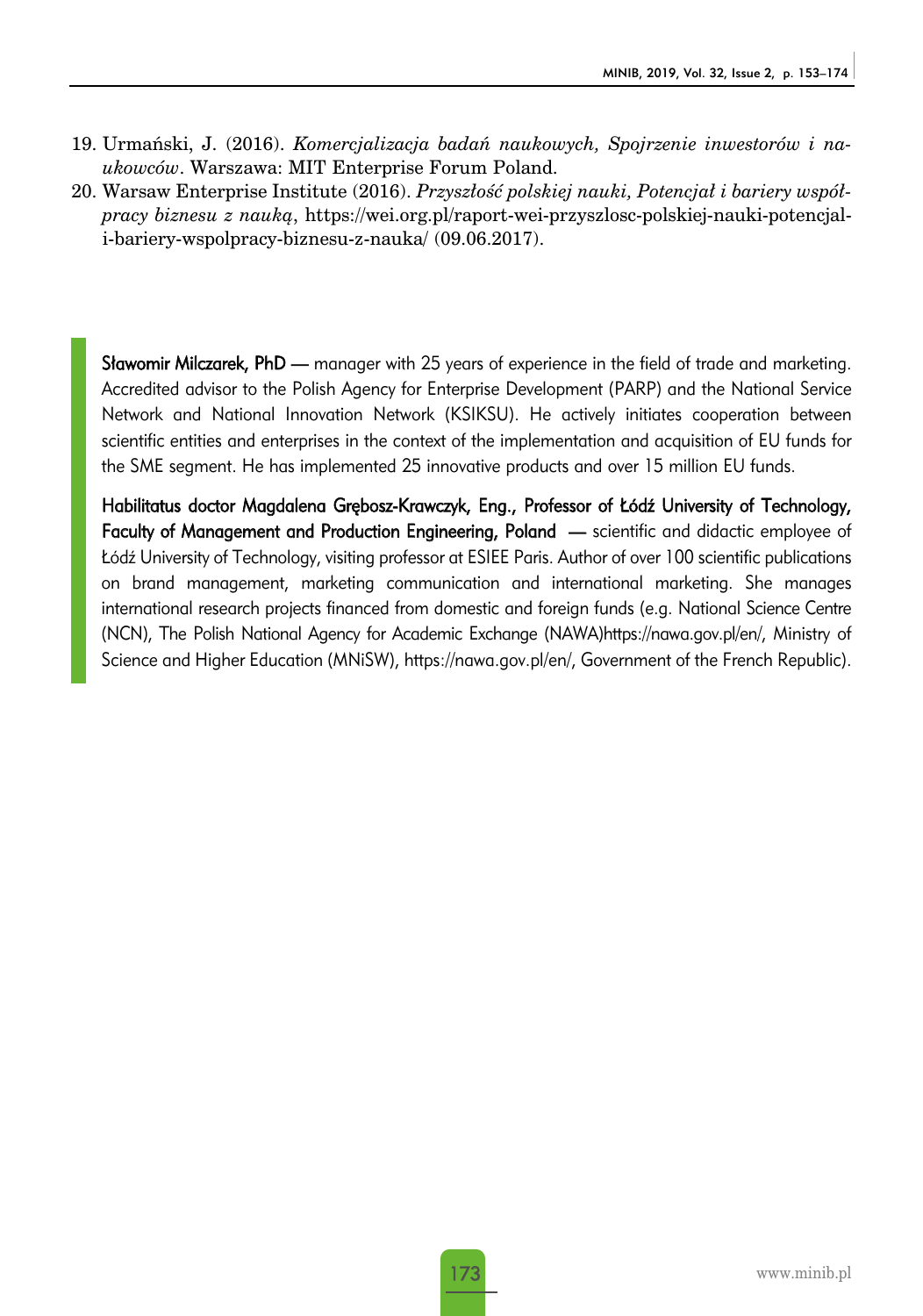19. Urmański, J. (2016). *Komercjalizacja badań naukowych, Spojrzenie inwestorów i naukowców*. Warszawa: MIT Enterprise Forum Poland.
20. Warsaw Enterprise Institute (2016). *Przyszłość polskiej nauki, Potencjał i bariery współpracy biznesu z nauką*, https://wei.org.pl/raport-wei-przyszlosc-polskiej-nauki-potencjal-i-bariery-wspolpracy-biznesu-z-nauka/ (09.06.2017).

**Sławomir Milczarek, PhD** — manager with 25 years of experience in the field of trade and marketing. Accredited advisor to the Polish Agency for Enterprise Development (PARP) and the National Service Network and National Innovation Network (KSIKSU). He actively initiates cooperation between scientific entities and enterprises in the context of the implementation and acquisition of EU funds for the SME segment. He has implemented 25 innovative products and over 15 million EU funds.

**Habilitatus doctor Magdalena Grębosz-Krawczyk, Eng., Professor of Łódź University of Technology, Faculty of Management and Production Engineering, Poland** — scientific and didactic employee of Łódź University of Technology, visiting professor at ESIEE Paris. Author of over 100 scientific publications on brand management, marketing communication and international marketing. She manages international research projects financed from domestic and foreign funds (e.g. National Science Centre (NCN), The Polish National Agency for Academic Exchange (NAWA)https://nawa.gov.pl/en/, Ministry of Science and Higher Education (MNiSW), https://nawa.gov.pl/en/, Government of the French Republic).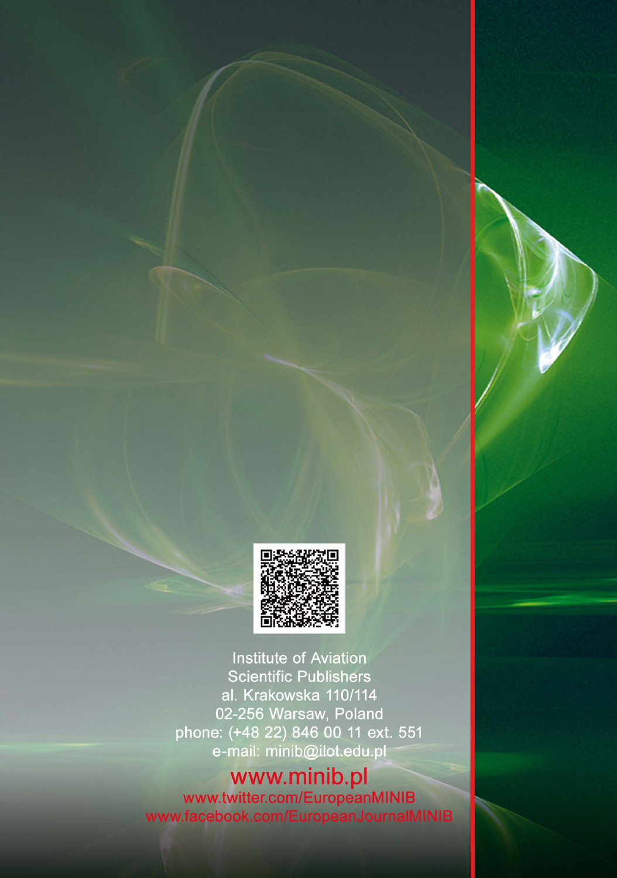Institute of Aviation
Scientific Publishers
al. Krakowska 110/114
02-256 Warsaw, Poland
phone: (+48 22) 846 00 11 ext. 551
e-mail: minib@ilot.edu.pl

www.minib.pl
www.twitter.com/EuropeanMINIB
www.facebook.com/EuropeanJournalMINIB